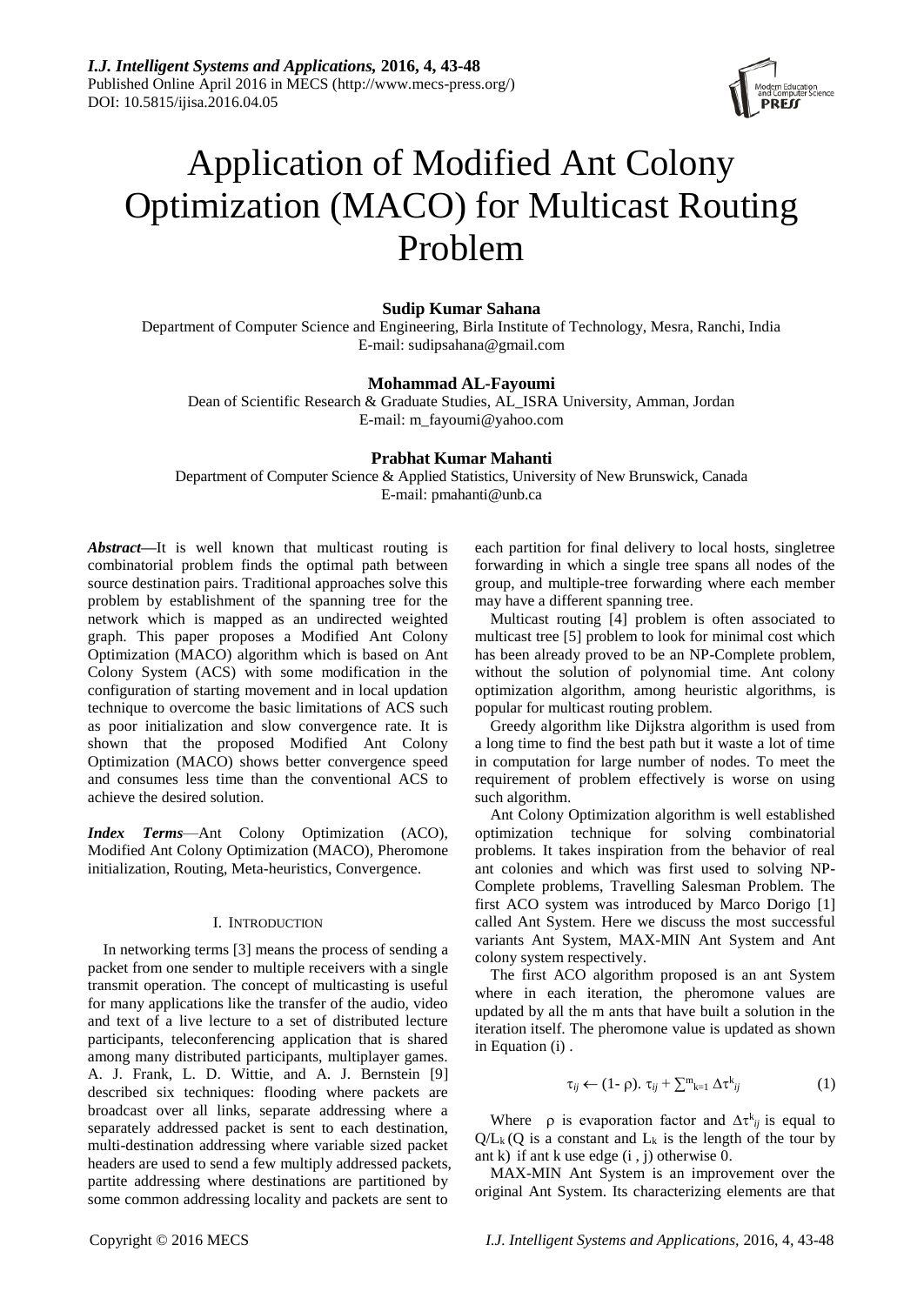# Application of Modified Ant Colony Optimization (MACO) for Multicast Routing Problem

**Sudip Kumar Sahana**

Department of Computer Science and Engineering, Birla Institute of Technology, Mesra, Ranchi, India
E-mail: sudipsahana@gmail.com

**Mohammad AL-Fayoumi**

Dean of Scientific Research & Graduate Studies, AL_ISRA University, Amman, Jordan
E-mail: m_fayoumi@yahoo.com

**Prabhat Kumar Mahanti**

Department of Computer Science & Applied Statistics, University of New Brunswick, Canada
E-mail: pmahanti@unb.ca

***Abstract*—**It is well known that multicast routing is combinatorial problem finds the optimal path between source destination pairs. Traditional approaches solve this problem by establishment of the spanning tree for the network which is mapped as an undirected weighted graph. This paper proposes a Modified Ant Colony Optimization (MACO) algorithm which is based on Ant Colony System (ACS) with some modification in the configuration of starting movement and in local updation technique to overcome the basic limitations of ACS such as poor initialization and slow convergence rate. It is shown that the proposed Modified Ant Colony Optimization (MACO) shows better convergence speed and consumes less time than the conventional ACS to achieve the desired solution.

***Index Terms***—Ant Colony Optimization (ACO), Modified Ant Colony Optimization (MACO), Pheromone initialization, Routing, Meta-heuristics, Convergence.

## I. INTRODUCTION

In networking terms [3] means the process of sending a packet from one sender to multiple receivers with a single transmit operation. The concept of multicasting is useful for many applications like the transfer of the audio, video and text of a live lecture to a set of distributed lecture participants, teleconferencing application that is shared among many distributed participants, multiplayer games. A. J. Frank, L. D. Wittie, and A. J. Bernstein [9] described six techniques: flooding where packets are broadcast over all links, separate addressing where a separately addressed packet is sent to each destination, multi-destination addressing where variable sized packet headers are used to send a few multiply addressed packets, partite addressing where destinations are partitioned by some common addressing locality and packets are sent to each partition for final delivery to local hosts, singletree forwarding in which a single tree spans all nodes of the group, and multiple-tree forwarding where each member may have a different spanning tree.

Multicast routing [4] problem is often associated to multicast tree [5] problem to look for minimal cost which has been already proved to be an NP-Complete problem, without the solution of polynomial time. Ant colony optimization algorithm, among heuristic algorithms, is popular for multicast routing problem.

Greedy algorithm like Dijkstra algorithm is used from a long time to find the best path but it waste a lot of time in computation for large number of nodes. To meet the requirement of problem effectively is worse on using such algorithm.

Ant Colony Optimization algorithm is well established optimization technique for solving combinatorial problems. It takes inspiration from the behavior of real ant colonies and which was first used to solving NP-Complete problems, Travelling Salesman Problem. The first ACO system was introduced by Marco Dorigo [1] called Ant System. Here we discuss the most successful variants Ant System, MAX-MIN Ant System and Ant colony system respectively.

The first ACO algorithm proposed is an ant System where in each iteration, the pheromone values are updated by all the m ants that have built a solution in the iteration itself. The pheromone value is updated as shown in Equation (i) .

$$\tau_{ij} \leftarrow (1-\rho).\ \tau_{ij} + \sum\nolimits^{m}_{k=1} \Delta\tau^{k}_{ij} \quad (1)$$

Where $\rho$ is evaporation factor and $\Delta\tau^{k}_{ij}$ is equal to $Q/L_k$ (Q is a constant and $L_k$ is the length of the tour by ant k) if ant k use edge (i , j) otherwise 0.

MAX-MIN Ant System is an improvement over the original Ant System. Its characterizing elements are that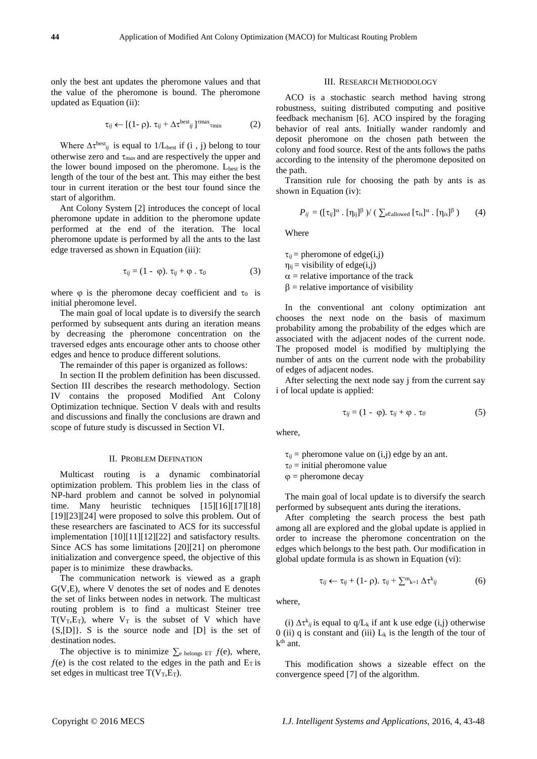only the best ant updates the pheromone values and that the value of the pheromone is bound. The pheromone updated as Equation (ii):

$$\tau_{ij} \leftarrow [(1-\rho).\ \tau_{ij} + \Delta\tau^{best}_{ij}]^{\tau max}_{\tau min} \qquad (2)$$

Where $\Delta\tau^{best}_{ij}$ is equal to $1/L_{best}$ if (i , j) belong to tour otherwise zero and $\tau_{max}$ and are respectively the upper and the lower bound imposed on the pheromone. $L_{best}$ is the length of the tour of the best ant. This may either the best tour in current iteration or the best tour found since the start of algorithm.

Ant Colony System [2] introduces the concept of local pheromone update in addition to the pheromone update performed at the end of the iteration. The local pheromone update is performed by all the ants to the last edge traversed as shown in Equation (iii):

$$\tau_{ij} = (1 - \varphi).\ \tau_{ij} + \varphi\ .\ \tau_0 \qquad (3)$$

where $\varphi$ is the pheromone decay coefficient and $\tau_0$ is initial pheromone level.

The main goal of local update is to diversify the search performed by subsequent ants during an iteration means by decreasing the pheromone concentration on the traversed edges ants encourage other ants to choose other edges and hence to produce different solutions.

The remainder of this paper is organized as follows:

In section II the problem definition has been discussed. Section III describes the research methodology. Section IV contains the proposed Modified Ant Colony Optimization technique. Section V deals with and results and discussions and finally the conclusions are drawn and scope of future study is discussed in Section VI.

## II. Problem Defination

Multicast routing is a dynamic combinatorial optimization problem. This problem lies in the class of NP-hard problem and cannot be solved in polynomial time. Many heuristic techniques [15][16][17][18][19][23][24] were proposed to solve this problem. Out of these researchers are fascinated to ACS for its successful implementation [10][11][12][22] and satisfactory results. Since ACS has some limitations [20][21] on pheromone initialization and convergence speed, the objective of this paper is to minimize these drawbacks.

The communication network is viewed as a graph G(V,E), where V denotes the set of nodes and E denotes the set of links between nodes in network. The multicast routing problem is to find a multicast Steiner tree $T(V_T,E_T)$, where $V_T$ is the subset of V which have {S,[D]}. S is the source node and [D] is the set of destination nodes.

The objective is to minimize $\sum_{e \text{ belongs ET}} f(e)$, where, $f(e)$ is the cost related to the edges in the path and $E_T$ is set edges in multicast tree $T(V_T,E_T)$.

## III. Research Methodology

ACO is a stochastic search method having strong robustness, suiting distributed computing and positive feedback mechanism [6]. ACO inspired by the foraging behavior of real ants. Initially wander randomly and deposit pheromone on the chosen path between the colony and food source. Rest of the ants follows the paths according to the intensity of the pheromone deposited on the path.

Transition rule for choosing the path by ants is as shown in Equation (iv):

$$P_{ij} = ([\tau_{ij}]^{\alpha}\ .\ [\eta_{ij}]^{\beta})/\ (\ \textstyle\sum_{s \in allowed} [\tau_{is}]^{\alpha}\ .\ [\eta_{is}]^{\beta}) \qquad (4)$$

Where

$\tau_{ij}$ = pheromone of edge(i,j)
$\eta_{ij}$ = visibility of edge(i,j)
$\alpha$ = relative importance of the track
$\beta$ = relative importance of visibility

In the conventional ant colony optimization ant chooses the next node on the basis of maximum probability among the probability of the edges which are associated with the adjacent nodes of the current node. The proposed model is modified by multiplying the number of ants on the current node with the probability of edges of adjacent nodes.

After selecting the next node say j from the current say i of local update is applied:

$$\tau_{ij} = (1 - \varphi).\ \tau_{ij} + \varphi\ .\ \tau_0 \qquad (5)$$

where,

$\tau_{ij}$ = pheromone value on (i,j) edge by an ant.
$\tau_0$ = initial pheromone value
$\varphi$ = pheromone decay

The main goal of local update is to diversify the search performed by subsequent ants during the iterations.

After completing the search process the best path among all are explored and the global update is applied in order to increase the pheromone concentration on the edges which belongs to the best path. Our modification in global update formula is as shown in Equation (vi):

$$\tau_{ij} \leftarrow \tau_{ij} + (1-\rho).\ \tau_{ij} + \textstyle\sum^{m}_{k=1} \Delta\tau^{k}_{ij} \qquad (6)$$

where,

(i) $\Delta\tau^{k}_{ij}$ is equal to $q/L_k$ if ant k use edge (i,j) otherwise 0 (ii) q is constant and (iii) $L_k$ is the length of the tour of $k^{th}$ ant.

This modification shows a sizeable effect on the convergence speed [7] of the algorithm.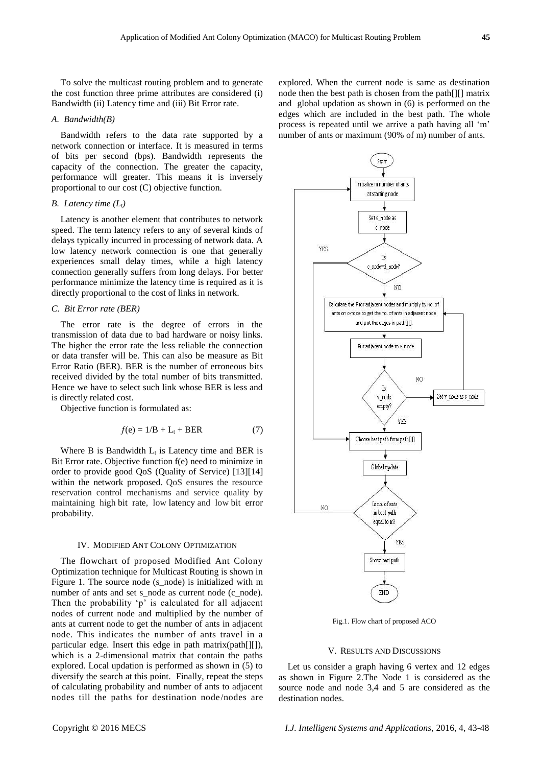To solve the multicast routing problem and to generate the cost function three prime attributes are considered (i) Bandwidth (ii) Latency time and (iii) Bit Error rate.

### *A. Bandwidth(B)*

Bandwidth refers to the data rate supported by a network connection or interface. It is measured in terms of bits per second (bps). Bandwidth represents the capacity of the connection. The greater the capacity, performance will greater. This means it is inversely proportional to our cost (C) objective function.

### *B. Latency time ($L_t$)*

Latency is another element that contributes to network speed. The term latency refers to any of several kinds of delays typically incurred in processing of network data. A low latency network connection is one that generally experiences small delay times, while a high latency connection generally suffers from long delays. For better performance minimize the latency time is required as it is directly proportional to the cost of links in network.

### *C. Bit Error rate (BER)*

The error rate is the degree of errors in the transmission of data due to bad hardware or noisy links. The higher the error rate the less reliable the connection or data transfer will be. This can also be measure as Bit Error Ratio (BER). BER is the number of erroneous bits received divided by the total number of bits transmitted. Hence we have to select such link whose BER is less and is directly related cost.

Objective function is formulated as:

$$f(e) = 1/B + L_t + BER \tag{7}$$

Where B is Bandwidth $L_t$ is Latency time and BER is Bit Error rate. Objective function f(e) need to minimize in order to provide good QoS (Quality of Service) [13][14] within the network proposed. QoS ensures the resource reservation control mechanisms and service quality by maintaining high bit rate, low latency and low bit error probability.

## IV. Modified Ant Colony Optimization

The flowchart of proposed Modified Ant Colony Optimization technique for Multicast Routing is shown in Figure 1. The source node (s_node) is initialized with m number of ants and set s_node as current node (c_node). Then the probability 'p' is calculated for all adjacent nodes of current node and multiplied by the number of ants at current node to get the number of ants in adjacent node. This indicates the number of ants travel in a particular edge. Insert this edge in path matrix(path[][]), which is a 2-dimensional matrix that contain the paths explored. Local updation is performed as shown in (5) to diversify the search at this point. Finally, repeat the steps of calculating probability and number of ants to adjacent nodes till the paths for destination node/nodes are explored. When the current node is same as destination node then the best path is chosen from the path[][] matrix and global updation as shown in (6) is performed on the edges which are included in the best path. The whole process is repeated until we arrive a path having all 'm' number of ants or maximum (90% of m) number of ants.

Fig.1. Flow chart of proposed ACO

## V. Results and Discussions

Let us consider a graph having 6 vertex and 12 edges as shown in Figure 2.The Node 1 is considered as the source node and node 3,4 and 5 are considered as the destination nodes.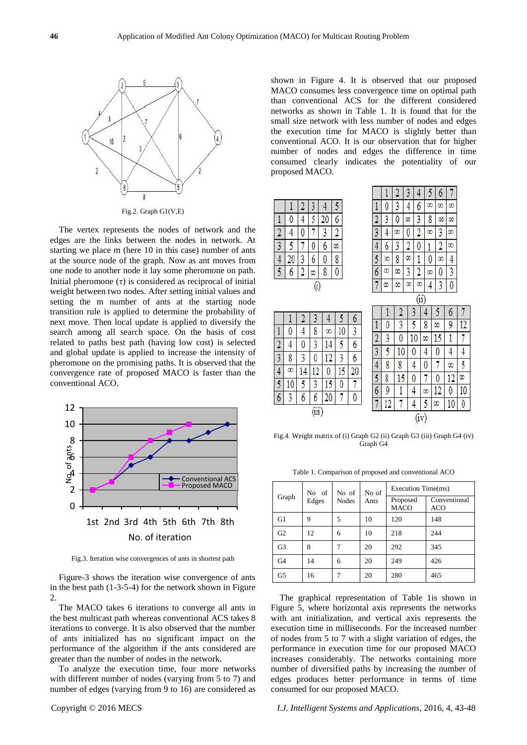Fig.2. Graph G1(V,E)

The vertex represents the nodes of network and the edges are the links between the nodes in network. At starting we place m (here 10 in this case) number of ants at the source node of the graph. Now as ant moves from one node to another node it lay some pheromone on path. Initial pheromone ($\tau$) is considered as reciprocal of initial weight between two nodes. After setting initial values and setting the m number of ants at the starting node transition rule is applied to determine the probability of next move. Then local update is applied to diversify the search among all search space. On the basis of cost related to paths best path (having low cost) is selected and global update is applied to increase the intensity of pheromone on the promising paths. It is observed that the convergence rate of proposed MACO is faster than the conventional ACO.

Fig.3. Iteration wise convergences of ants in shortest path

Figure-3 shows the iteration wise convergence of ants in the best path (1-3-5-4) for the network shown in Figure 2.

The MACO takes 6 iterations to converge all ants in the best multicast path whereas conventional ACS takes 8 iterations to converge. It is also observed that the number of ants initialized has no significant impact on the performance of the algorithm if the ants considered are greater than the number of nodes in the network.

To analyze the execution time, four more networks with different number of nodes (varying from 5 to 7) and number of edges (varying from 9 to 16) are considered as shown in Figure 4. It is observed that our proposed MACO consumes less convergence time on optimal path than conventional ACS for the different considered networks as shown in Table 1. It is found that for the small size network with less number of nodes and edges the execution time for MACO is slightly better than conventional ACO. It is our observation that for higher number of nodes and edges the difference in time consumed clearly indicates the potentiality of our proposed MACO.

(i)

| | 1 | 2 | 3 | 4 | 5 |
|---|---|---|---|---|---|
| 1 | 0 | 4 | 5 | 20 | 6 |
| 2 | 4 | 0 | 7 | 3 | 2 |
| 3 | 5 | 7 | 0 | 6 | ∞ |
| 4 | 20 | 3 | 6 | 0 | 8 |
| 5 | 6 | 2 | ∞ | 8 | 0 |

(ii)

| | 1 | 2 | 3 | 4 | 5 | 6 | 7 |
|---|---|---|---|---|---|---|---|
| 1 | 0 | 3 | 4 | 6 | ∞ | ∞ | ∞ |
| 2 | 3 | 0 | ∞ | 3 | 8 | ∞ | ∞ |
| 3 | 4 | ∞ | 0 | 2 | ∞ | 3 | ∞ |
| 4 | 6 | 3 | 2 | 0 | 1 | 2 | ∞ |
| 5 | ∞ | 8 | ∞ | 1 | 0 | ∞ | 4 |
| 6 | ∞ | ∞ | 3 | 2 | ∞ | 0 | 3 |
| 7 | ∞ | ∞ | ∞ | ∞ | 4 | 3 | 0 |

(iii)

| | 1 | 2 | 3 | 4 | 5 | 6 |
|---|---|---|---|---|---|---|
| 1 | 0 | 4 | 8 | ∞ | 10 | 3 |
| 2 | 4 | 0 | 3 | 14 | 5 | 6 |
| 3 | 8 | 3 | 0 | 12 | 3 | 6 |
| 4 | ∞ | 14 | 12 | 0 | 15 | 20 |
| 5 | 10 | 5 | 3 | 15 | 0 | 7 |
| 6 | 3 | 6 | 6 | 20 | 7 | 0 |

(iv)

| | 1 | 2 | 3 | 4 | 5 | 6 | 7 |
|---|---|---|---|---|---|---|---|
| 1 | 0 | 3 | 5 | 8 | ∞ | 9 | 12 |
| 2 | 3 | 0 | 10 | ∞ | 15 | 1 | 7 |
| 3 | 5 | 10 | 0 | 4 | 0 | 4 | 4 |
| 4 | 8 | 8 | 4 | 0 | 7 | ∞ | 5 |
| 5 | 8 | 15 | 0 | 7 | 0 | 12 | ∞ |
| 6 | 9 | 1 | 4 | ∞ | 12 | 0 | 10 |
| 7 | 12 | 7 | 4 | 5 | ∞ | 10 | 0 |

Fig.4. Weight matrix of (i) Graph G2 (ii) Graph G3 (iii) Graph G4 (iv) Graph G4

Table 1. Comparison of proposed and conventional ACO

| Graph | No of Edges | No of Nodes | No of Ants | Execution Time(ms) | |
|---|---|---|---|---|---|
| | | | | Proposed MACO | Conventional ACO |
| G1 | 9 | 5 | 10 | 120 | 148 |
| G2 | 12 | 6 | 10 | 218 | 244 |
| G3 | 8 | 7 | 20 | 292 | 345 |
| G4 | 14 | 6 | 20 | 249 | 426 |
| G5 | 16 | 7 | 20 | 280 | 465 |

The graphical representation of Table 1is shown in Figure 5, where horizontal axis represents the networks with ant initialization, and vertical axis represents the execution time in milliseconds. For the increased number of nodes from 5 to 7 with a slight variation of edges, the performance in execution time for our proposed MACO increases considerably. The networks containing more number of diversified paths by increasing the number of edges produces better performance in terms of time consumed for our proposed MACO.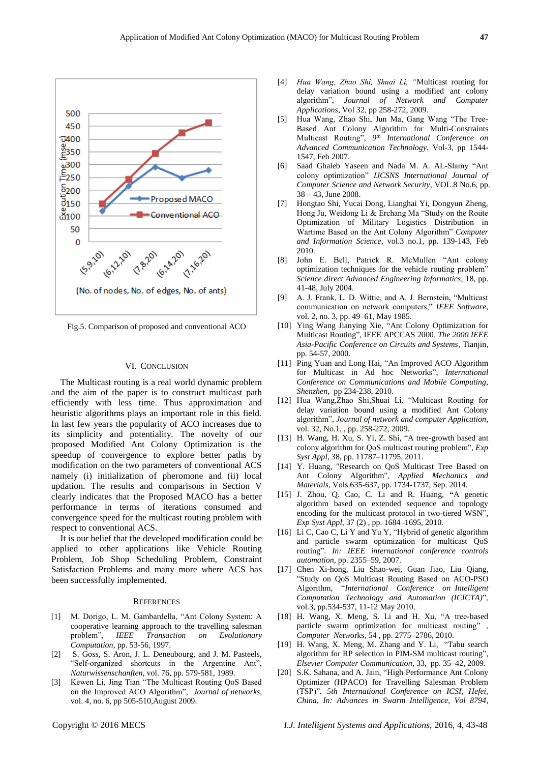Fig.5. Comparison of proposed and conventional ACO

## VI. Conclusion

The Multicast routing is a real world dynamic problem and the aim of the paper is to construct multicast path efficiently with less time. Thus approximation and heuristic algorithms plays an important role in this field. In last few years the popularity of ACO increases due to its simplicity and potentiality. The novelty of our proposed Modified Ant Colony Optimization is the speedup of convergence to explore better paths by modification on the two parameters of conventional ACS namely (i) initialization of pheromone and (ii) local updation. The results and comparisons in Section V clearly indicates that the Proposed MACO has a better performance in terms of iterations consumed and convergence speed for the multicast routing problem with respect to conventional ACS.

It is our belief that the developed modification could be applied to other applications like Vehicle Routing Problem, Job Shop Scheduling Problem, Constraint Satisfaction Problems and many more where ACS has been successfully implemented.

## References

[1] M. Dorigo, L. M. Gambardella, "Ant Colony System: A cooperative learning approach to the travelling salesman problem", *IEEE Transaction on Evolutionary Computation*, pp. 53-56, 1997.

[2] S. Goss, S. Aron, J. L. Deneubourg, and J. M. Pasteels, "Self-organized shortcuts in the Argentine Ant", *Naturwissenschaften*, vol. 76, pp. 579-581, 1989.

[3] Kewen Li, Jing Tian "The Multicast Routing QoS Based on the Improved ACO Algorithm", *Journal of networks*, vol. 4, no. 6, pp 505-510,August 2009.

[4] *Hua Wang, Zhao Shi, Shuai Li. "*Multicast routing for delay variation bound using a modified ant colony algorithm", *Journal of Network and Computer Applications*, Vol 32, pp 258-272, 2009.

[5] Hua Wang, Zhao Shi, Jun Ma, Gang Wang "The Tree-Based Ant Colony Algorithm for Multi-Constraints Multicast Routing", *9th International Conference on Advanced Communication Technology*, Vol-3, pp 1544-1547, Feb 2007.

[6] Saad Ghaleb Yaseen and Nada M. A. AL-Slamy "Ant colony optimization" *IJCSNS International Journal of Computer Science and Network Security*, VOL.8 No.6, pp. 38 – 43, June 2008.

[7] Hongtao Shi, Yucai Dong, Lianghai Yi, Dongyun Zheng, Hong Ju, Weidong Li & Erchang Ma "Study on the Route Optimization of Military Logistics Distribution in Wartime Based on the Ant Colony Algorithm" *Computer and Information Science*, vol.3 no.1, pp. 139-143, Feb 2010.

[8] John E. Bell, Patrick R. McMullen "Ant colony optimization techniques for the vehicle routing problem" *Science direct Advanced Engineering Informatics*, 18, pp. 41-48, July 2004.

[9] A. J. Frank, L. D. Wittie, and A. J. Bernstein, "Multicast communication on network computers," *IEEE Software*, vol. 2, no. 3, pp. 49–61, May 1985.

[10] Ying Wang Jianying Xie, "Ant Colony Optimization for Multicast Routing", IEEE APCCAS 2000. *The 2000 IEEE Asia-Pacific Conference on Circuits and Systems*, Tianjin, pp. 54-57, 2000.

[11] Ping Yuan and Long Hai, "An Improved ACO Algorithm for Multicast in Ad hoc Networks", *International Conference on Communications and Mobile Computing, Shenzhen*, pp 234-238, 2010.

[12] Hua Wang,Zhao Shi,Shuai Li, "Multicast Routing for delay variation bound using a modified Ant Colony algorithm", *Journal of network and computer Application*, vol. 32, No.1, , pp. 258-272, 2009.

[13] H. Wang, H. Xu, S. Yi, Z. Shi, "A tree-growth based ant colony algorithm for QoS multicast routing problem", *Exp Syst Appl*, 38, pp. 11787–11795, 2011.

[14] Y. Huang, "Research on QoS Multicast Tree Based on Ant Colony Algorithm", *Applied Mechanics and Materials*, Vols.635-637, pp. 1734-1737, Sep. 2014.

[15] J. Zhou, Q. Cao, C. Li and R. Huang, **"**A genetic algorithm based on extended sequence and topology encoding for the multicast protocol in two-tiered WSN", *Exp Syst Appl*, 37 (2) , pp. 1684–1695, 2010.

[16] Li C, Cao C, Li Y and Yu Y, "Hybrid of genetic algorithm and particle swarm optimization for multicast QoS routing". *In: IEEE international conference controls automation*, pp. 2355–59, 2007.

[17] Chen Xi-hong, Liu Shao-wei, Guan Jiao, Liu Qiang, "Study on QoS Multicast Routing Based on ACO-PSO Algorithm, "*International Conference on Intelligent Computation Technology and Automation (ICICTA)*", vol.3, pp.534-537, 11-12 May 2010.

[18] H. Wang, X. Meng, S. Li and H. Xu, "A tree-based particle swarm optimization for multicast routing" , *Computer Networks*, 54 , pp. 2775–2786, 2010.

[19] H. Wang, X. Meng, M. Zhang and Y. Li, "Tabu search algorithm for RP selection in PIM-SM multicast routing", *Elsevier Computer Communication*, 33, pp. 35–42, 2009.

[20] S.K. Sahana, and A. Jain, "High Performance Ant Colony Optimizer (HPACO) for Travelling Salesman Problem (TSP)", *5th International Conference on ICSI, Hefei, China, In: Advances in Swarm Intelligence, Vol 8794,*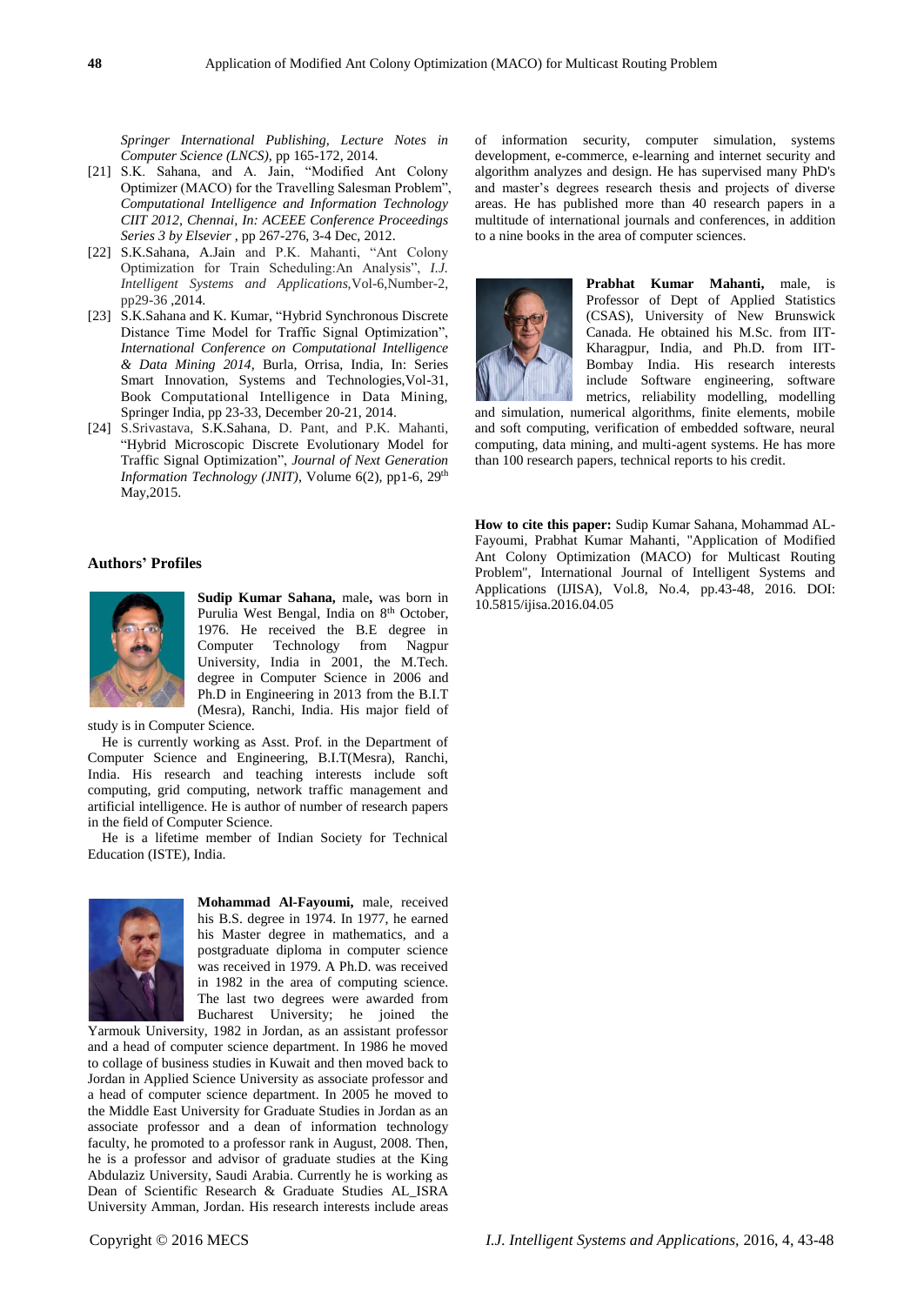*Springer International Publishing, Lecture Notes in Computer Science (LNCS)*, pp 165-172, 2014.

[21] S.K. Sahana, and A. Jain, "Modified Ant Colony Optimizer (MACO) for the Travelling Salesman Problem", *Computational Intelligence and Information Technology CIIT 2012, Chennai, In: ACEEE Conference Proceedings Series 3 by Elsevier* , pp 267-276, 3-4 Dec, 2012.

[22] S.K.Sahana, A.Jain and P.K. Mahanti, "Ant Colony Optimization for Train Scheduling:An Analysis", *I.J. Intelligent Systems and Applications,*Vol-6,Number-2, pp29-36 ,2014.

[23] S.K.Sahana and K. Kumar, "Hybrid Synchronous Discrete Distance Time Model for Traffic Signal Optimization", *International Conference on Computational Intelligence & Data Mining 2014*, Burla, Orrisa, India, In: Series Smart Innovation, Systems and Technologies,Vol-31, Book Computational Intelligence in Data Mining, Springer India, pp 23-33, December 20-21, 2014.

[24] S.Srivastava, S.K.Sahana, D. Pant, and P.K. Mahanti, "Hybrid Microscopic Discrete Evolutionary Model for Traffic Signal Optimization", *Journal of Next Generation Information Technology (JNIT)*, Volume 6(2), pp1-6, 29th May,2015.

### Authors' Profiles

**Sudip Kumar Sahana,** male**,** was born in Purulia West Bengal, India on 8th October, 1976. He received the B.E degree in Computer Technology from Nagpur University, India in 2001, the M.Tech. degree in Computer Science in 2006 and Ph.D in Engineering in 2013 from the B.I.T (Mesra), Ranchi, India. His major field of study is in Computer Science.

He is currently working as Asst. Prof. in the Department of Computer Science and Engineering, B.I.T(Mesra), Ranchi, India. His research and teaching interests include soft computing, grid computing, network traffic management and artificial intelligence. He is author of number of research papers in the field of Computer Science.

He is a lifetime member of Indian Society for Technical Education (ISTE), India.

**Mohammad Al-Fayoumi,** male, received his B.S. degree in 1974. In 1977, he earned his Master degree in mathematics, and a postgraduate diploma in computer science was received in 1979. A Ph.D. was received in 1982 in the area of computing science. The last two degrees were awarded from Bucharest University; he joined the Yarmouk University, 1982 in Jordan, as an assistant professor and a head of computer science department. In 1986 he moved to collage of business studies in Kuwait and then moved back to Jordan in Applied Science University as associate professor and a head of computer science department. In 2005 he moved to the Middle East University for Graduate Studies in Jordan as an associate professor and a dean of information technology faculty, he promoted to a professor rank in August, 2008. Then, he is a professor and advisor of graduate studies at the King Abdulaziz University, Saudi Arabia. Currently he is working as Dean of Scientific Research & Graduate Studies AL_ISRA University Amman, Jordan. His research interests include areas of information security, computer simulation, systems development, e-commerce, e-learning and internet security and algorithm analyzes and design. He has supervised many PhD's and master's degrees research thesis and projects of diverse areas. He has published more than 40 research papers in a multitude of international journals and conferences, in addition to a nine books in the area of computer sciences.

**Prabhat Kumar Mahanti,** male, is Professor of Dept of Applied Statistics (CSAS), University of New Brunswick Canada. He obtained his M.Sc. from IIT-Kharagpur, India, and Ph.D. from IIT-Bombay India. His research interests include Software engineering, software metrics, reliability modelling, modelling and simulation, numerical algorithms, finite elements, mobile and soft computing, verification of embedded software, neural computing, data mining, and multi-agent systems. He has more than 100 research papers, technical reports to his credit.

**How to cite this paper:** Sudip Kumar Sahana, Mohammad AL-Fayoumi, Prabhat Kumar Mahanti, "Application of Modified Ant Colony Optimization (MACO) for Multicast Routing Problem", International Journal of Intelligent Systems and Applications (IJISA), Vol.8, No.4, pp.43-48, 2016. DOI: 10.5815/ijisa.2016.04.05